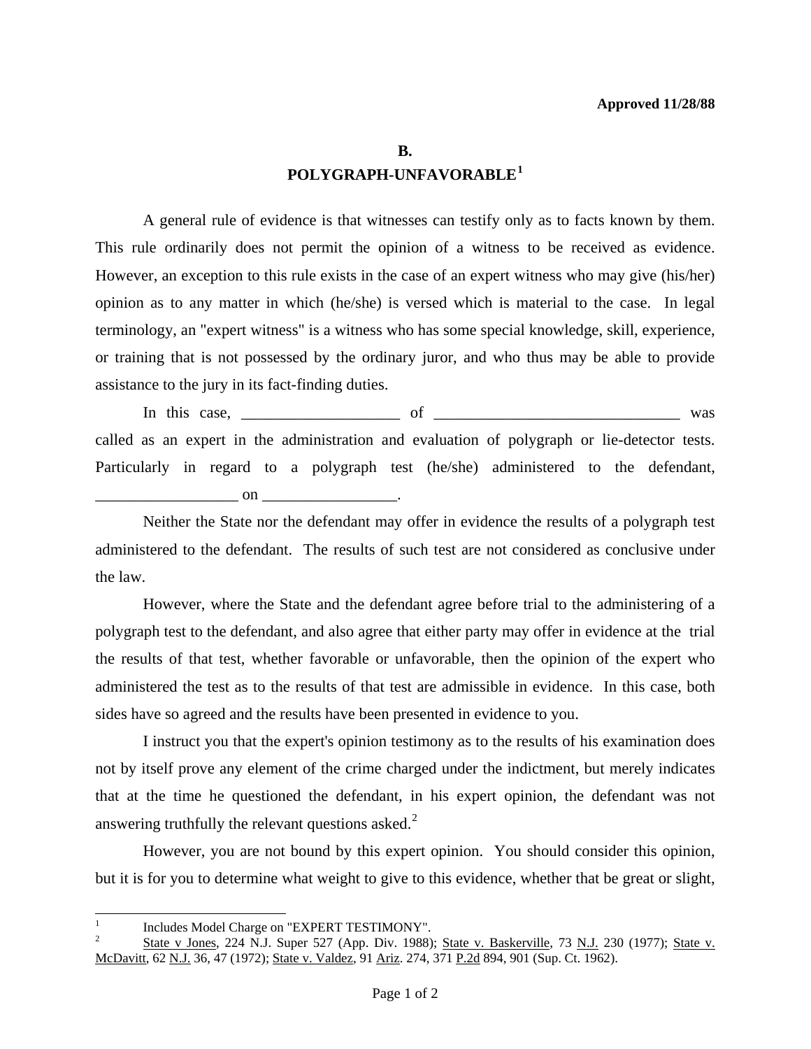**Approved 11/28/88**

## B.
## POLYGRAPH-UNFAVORABLE[1]

A general rule of evidence is that witnesses can testify only as to facts known by them. This rule ordinarily does not permit the opinion of a witness to be received as evidence. However, an exception to this rule exists in the case of an expert witness who may give (his/her) opinion as to any matter in which (he/she) is versed which is material to the case. In legal terminology, an "expert witness" is a witness who has some special knowledge, skill, experience, or training that is not possessed by the ordinary juror, and who thus may be able to provide assistance to the jury in its fact-finding duties.

In this case, ____________________ of ________________________________ was called as an expert in the administration and evaluation of polygraph or lie-detector tests. Particularly in regard to a polygraph test (he/she) administered to the defendant, __________________ on _________________.

Neither the State nor the defendant may offer in evidence the results of a polygraph test administered to the defendant. The results of such test are not considered as conclusive under the law.

However, where the State and the defendant agree before trial to the administering of a polygraph test to the defendant, and also agree that either party may offer in evidence at the trial the results of that test, whether favorable or unfavorable, then the opinion of the expert who administered the test as to the results of that test are admissible in evidence. In this case, both sides have so agreed and the results have been presented in evidence to you.

I instruct you that the expert's opinion testimony as to the results of his examination does not by itself prove any element of the crime charged under the indictment, but merely indicates that at the time he questioned the defendant, in his expert opinion, the defendant was not answering truthfully the relevant questions asked.[2]

However, you are not bound by this expert opinion. You should consider this opinion, but it is for you to determine what weight to give to this evidence, whether that be great or slight,

---

[1] Includes Model Charge on "EXPERT TESTIMONY".

[2] State v Jones, 224 N.J. Super 527 (App. Div. 1988); State v. Baskerville, 73 N.J. 230 (1977); State v. McDavitt, 62 N.J. 36, 47 (1972); State v. Valdez, 91 Ariz. 274, 371 P.2d 894, 901 (Sup. Ct. 1962).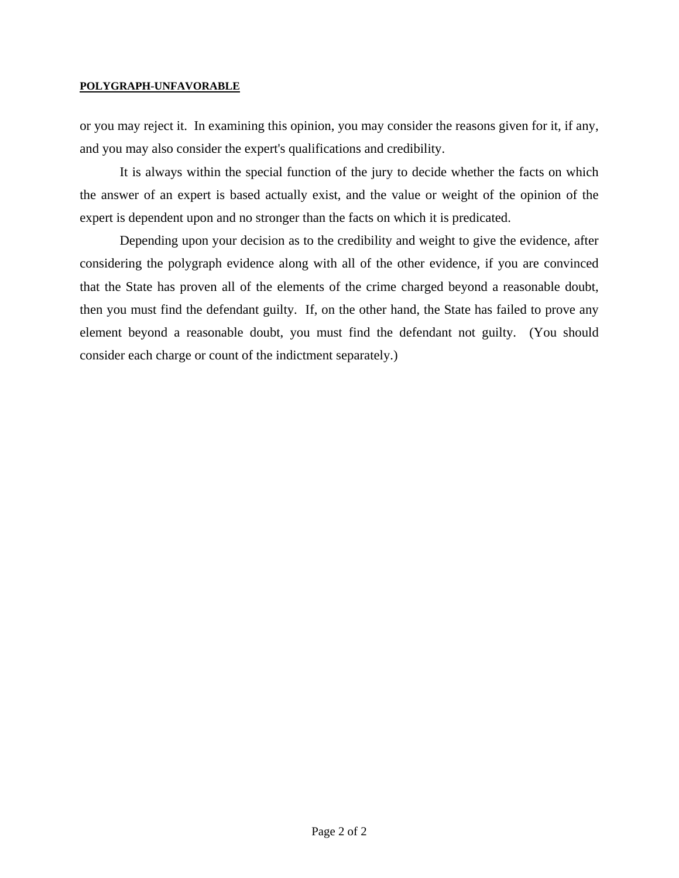or you may reject it. In examining this opinion, you may consider the reasons given for it, if any, and you may also consider the expert's qualifications and credibility.

It is always within the special function of the jury to decide whether the facts on which the answer of an expert is based actually exist, and the value or weight of the opinion of the expert is dependent upon and no stronger than the facts on which it is predicated.

Depending upon your decision as to the credibility and weight to give the evidence, after considering the polygraph evidence along with all of the other evidence, if you are convinced that the State has proven all of the elements of the crime charged beyond a reasonable doubt, then you must find the defendant guilty. If, on the other hand, the State has failed to prove any element beyond a reasonable doubt, you must find the defendant not guilty. (You should consider each charge or count of the indictment separately.)